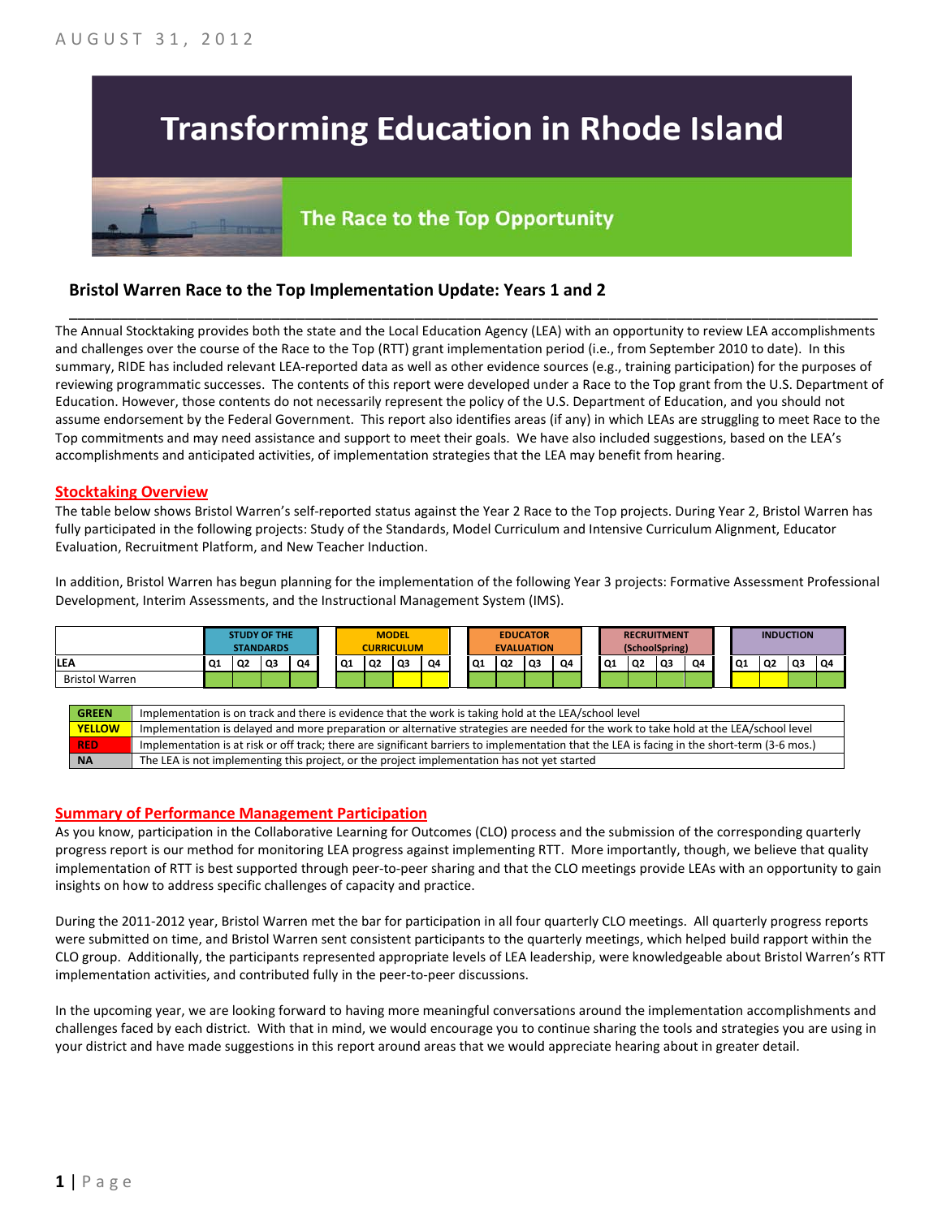# Transforming Education in Rhode Island

## The Race to the Top Opportunity

### Bristol Warren Race to the Top Implementation Update: Years 1 and 2

The Annual Stocktaking provides both the state and the Local Education Agency (LEA) with an opportunity to review LEA accomplishments and challenges over the course of the Race to the Top (RTT) grant implementation period (i.e., from September 2010 to date). In this summary, RIDE has included relevant LEA-reported data as well as other evidence sources (e.g., training participation) for the purposes of reviewing programmatic successes. The contents of this report were developed under a Race to the Top grant from the U.S. Department of Education. However, those contents do not necessarily represent the policy of the U.S. Department of Education, and you should not assume endorsement by the Federal Government. This report also identifies areas (if any) in which LEAs are struggling to meet Race to the Top commitments and may need assistance and support to meet their goals. We have also included suggestions, based on the LEA's accomplishments and anticipated activities, of implementation strategies that the LEA may benefit from hearing.

#### Stocktaking Overview

The table below shows Bristol Warren's self-reported status against the Year 2 Race to the Top projects. During Year 2, Bristol Warren has fully participated in the following projects: Study of the Standards, Model Curriculum and Intensive Curriculum Alignment, Educator Evaluation, Recruitment Platform, and New Teacher Induction.

In addition, Bristol Warren has begun planning for the implementation of the following Year 3 projects: Formative Assessment Professional Development, Interim Assessments, and the Instructional Management System (IMS).

| | STUDY OF THE STANDARDS | | | | MODEL CURRICULUM | | | | EDUCATOR EVALUATION | | | | RECRUITMENT (SchoolSpring) | | | | INDUCTION | | | |
|---|---|---|---|---|---|---|---|---|---|---|---|---|---|---|---|---|---|---|---|---|
| LEA | Q1 | Q2 | Q3 | Q4 | Q1 | Q2 | Q3 | Q4 | Q1 | Q2 | Q3 | Q4 | Q1 | Q2 | Q3 | Q4 | Q1 | Q2 | Q3 | Q4 |
| Bristol Warren | Green | Green | Green | Green | Green | Green | Yellow | Yellow | Green | Green | Green | Green | Green | Green | Green | Green | Yellow | Yellow | Green | Green |

| | |
|---|---|
| GREEN | Implementation is on track and there is evidence that the work is taking hold at the LEA/school level |
| YELLOW | Implementation is delayed and more preparation or alternative strategies are needed for the work to take hold at the LEA/school level |
| RED | Implementation is at risk or off track; there are significant barriers to implementation that the LEA is facing in the short-term (3-6 mos.) |
| NA | The LEA is not implementing this project, or the project implementation has not yet started |

#### Summary of Performance Management Participation

As you know, participation in the Collaborative Learning for Outcomes (CLO) process and the submission of the corresponding quarterly progress report is our method for monitoring LEA progress against implementing RTT. More importantly, though, we believe that quality implementation of RTT is best supported through peer-to-peer sharing and that the CLO meetings provide LEAs with an opportunity to gain insights on how to address specific challenges of capacity and practice.

During the 2011-2012 year, Bristol Warren met the bar for participation in all four quarterly CLO meetings. All quarterly progress reports were submitted on time, and Bristol Warren sent consistent participants to the quarterly meetings, which helped build rapport within the CLO group. Additionally, the participants represented appropriate levels of LEA leadership, were knowledgeable about Bristol Warren's RTT implementation activities, and contributed fully in the peer-to-peer discussions.

In the upcoming year, we are looking forward to having more meaningful conversations around the implementation accomplishments and challenges faced by each district. With that in mind, we would encourage you to continue sharing the tools and strategies you are using in your district and have made suggestions in this report around areas that we would appreciate hearing about in greater detail.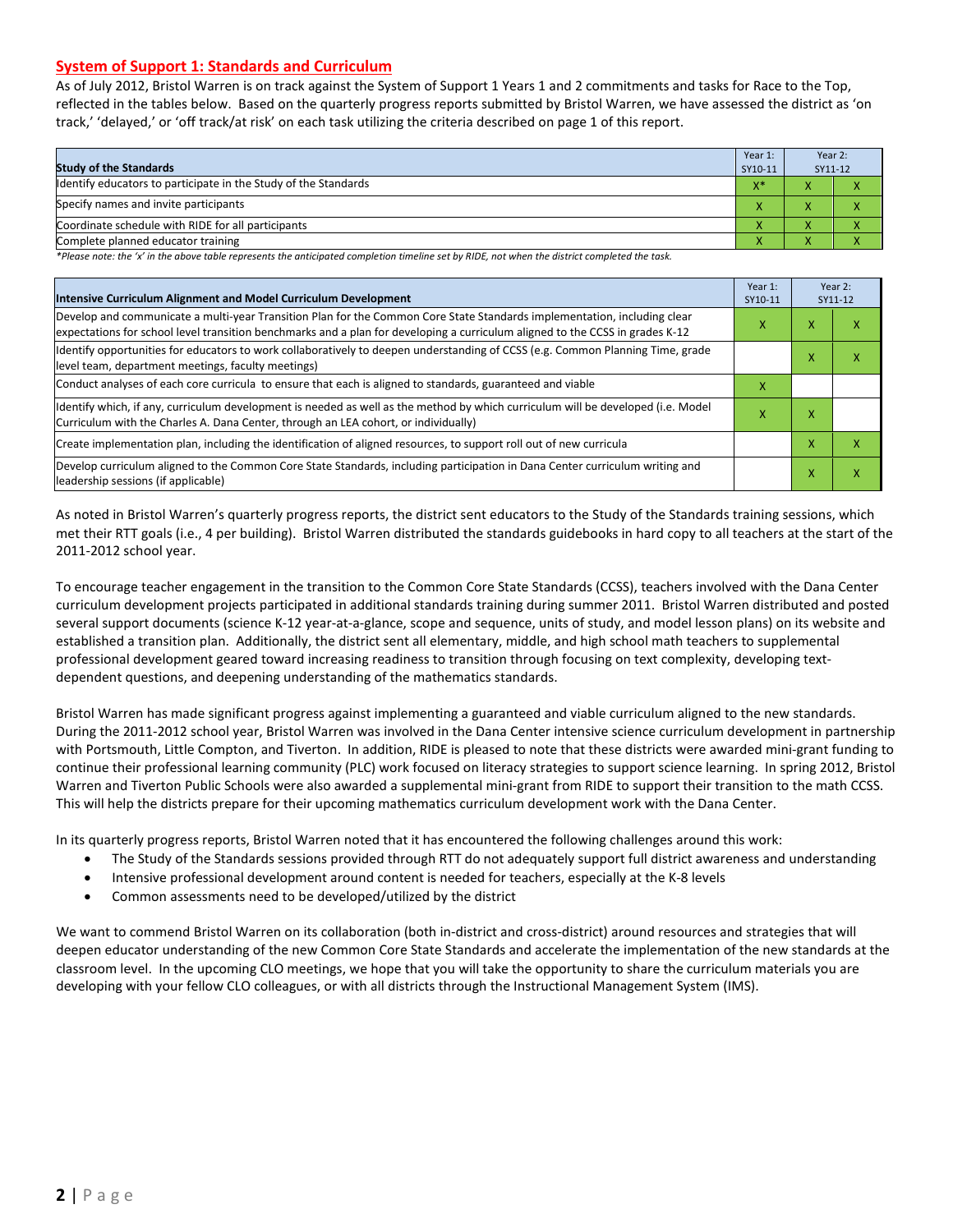## System of Support 1: Standards and Curriculum

As of July 2012, Bristol Warren is on track against the System of Support 1 Years 1 and 2 commitments and tasks for Race to the Top, reflected in the tables below. Based on the quarterly progress reports submitted by Bristol Warren, we have assessed the district as 'on track,' 'delayed,' or 'off track/at risk' on each task utilizing the criteria described on page 1 of this report.

| Study of the Standards | Year 1: SY10-11 | Year 2: SY11-12 | |
|---|---|---|---|
| Identify educators to participate in the Study of the Standards | X* | X | X |
| Specify names and invite participants | X | X | X |
| Coordinate schedule with RIDE for all participants | X | X | X |
| Complete planned educator training | X | X | X |

*Please note: the 'x' in the above table represents the anticipated completion timeline set by RIDE, not when the district completed the task.*

| Intensive Curriculum Alignment and Model Curriculum Development | Year 1: SY10-11 | Year 2: SY11-12 | |
|---|---|---|---|
| Develop and communicate a multi-year Transition Plan for the Common Core State Standards implementation, including clear expectations for school level transition benchmarks and a plan for developing a curriculum aligned to the CCSS in grades K-12 | X | X | X |
| Identify opportunities for educators to work collaboratively to deepen understanding of CCSS (e.g. Common Planning Time, grade level team, department meetings, faculty meetings) | | X | X |
| Conduct analyses of each core curricula to ensure that each is aligned to standards, guaranteed and viable | X | | |
| Identify which, if any, curriculum development is needed as well as the method by which curriculum will be developed (i.e. Model Curriculum with the Charles A. Dana Center, through an LEA cohort, or individually) | X | X | |
| Create implementation plan, including the identification of aligned resources, to support roll out of new curricula | | X | X |
| Develop curriculum aligned to the Common Core State Standards, including participation in Dana Center curriculum writing and leadership sessions (if applicable) | | X | X |

As noted in Bristol Warren's quarterly progress reports, the district sent educators to the Study of the Standards training sessions, which met their RTT goals (i.e., 4 per building). Bristol Warren distributed the standards guidebooks in hard copy to all teachers at the start of the 2011-2012 school year.

To encourage teacher engagement in the transition to the Common Core State Standards (CCSS), teachers involved with the Dana Center curriculum development projects participated in additional standards training during summer 2011. Bristol Warren distributed and posted several support documents (science K-12 year-at-a-glance, scope and sequence, units of study, and model lesson plans) on its website and established a transition plan. Additionally, the district sent all elementary, middle, and high school math teachers to supplemental professional development geared toward increasing readiness to transition through focusing on text complexity, developing text-dependent questions, and deepening understanding of the mathematics standards.

Bristol Warren has made significant progress against implementing a guaranteed and viable curriculum aligned to the new standards. During the 2011-2012 school year, Bristol Warren was involved in the Dana Center intensive science curriculum development in partnership with Portsmouth, Little Compton, and Tiverton. In addition, RIDE is pleased to note that these districts were awarded mini-grant funding to continue their professional learning community (PLC) work focused on literacy strategies to support science learning. In spring 2012, Bristol Warren and Tiverton Public Schools were also awarded a supplemental mini-grant from RIDE to support their transition to the math CCSS. This will help the districts prepare for their upcoming mathematics curriculum development work with the Dana Center.

In its quarterly progress reports, Bristol Warren noted that it has encountered the following challenges around this work:

- The Study of the Standards sessions provided through RTT do not adequately support full district awareness and understanding
- Intensive professional development around content is needed for teachers, especially at the K-8 levels
- Common assessments need to be developed/utilized by the district

We want to commend Bristol Warren on its collaboration (both in-district and cross-district) around resources and strategies that will deepen educator understanding of the new Common Core State Standards and accelerate the implementation of the new standards at the classroom level. In the upcoming CLO meetings, we hope that you will take the opportunity to share the curriculum materials you are developing with your fellow CLO colleagues, or with all districts through the Instructional Management System (IMS).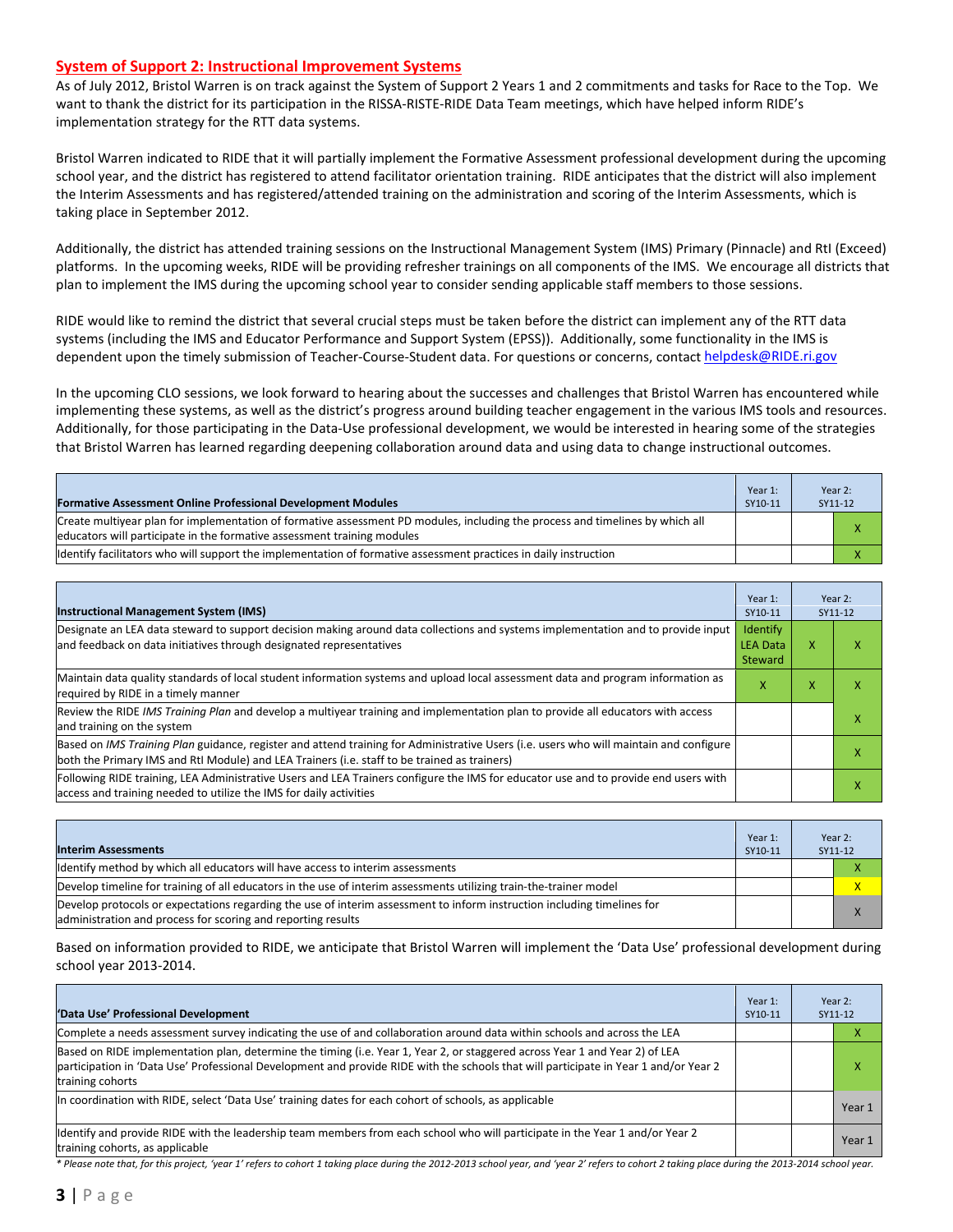## System of Support 2: Instructional Improvement Systems

As of July 2012, Bristol Warren is on track against the System of Support 2 Years 1 and 2 commitments and tasks for Race to the Top. We want to thank the district for its participation in the RISSA-RISTE-RIDE Data Team meetings, which have helped inform RIDE's implementation strategy for the RTT data systems.

Bristol Warren indicated to RIDE that it will partially implement the Formative Assessment professional development during the upcoming school year, and the district has registered to attend facilitator orientation training. RIDE anticipates that the district will also implement the Interim Assessments and has registered/attended training on the administration and scoring of the Interim Assessments, which is taking place in September 2012.

Additionally, the district has attended training sessions on the Instructional Management System (IMS) Primary (Pinnacle) and RtI (Exceed) platforms. In the upcoming weeks, RIDE will be providing refresher trainings on all components of the IMS. We encourage all districts that plan to implement the IMS during the upcoming school year to consider sending applicable staff members to those sessions.

RIDE would like to remind the district that several crucial steps must be taken before the district can implement any of the RTT data systems (including the IMS and Educator Performance and Support System (EPSS)). Additionally, some functionality in the IMS is dependent upon the timely submission of Teacher-Course-Student data. For questions or concerns, contact helpdesk@RIDE.ri.gov

In the upcoming CLO sessions, we look forward to hearing about the successes and challenges that Bristol Warren has encountered while implementing these systems, as well as the district's progress around building teacher engagement in the various IMS tools and resources. Additionally, for those participating in the Data-Use professional development, we would be interested in hearing some of the strategies that Bristol Warren has learned regarding deepening collaboration around data and using data to change instructional outcomes.

| Formative Assessment Online Professional Development Modules | Year 1: SY10-11 | Year 2: SY11-12 | |
|---|---|---|---|
| Create multiyear plan for implementation of formative assessment PD modules, including the process and timelines by which all educators will participate in the formative assessment training modules | | | X |
| Identify facilitators who will support the implementation of formative assessment practices in daily instruction | | | X |

| Instructional Management System (IMS) | Year 1: SY10-11 | Year 2: SY11-12 | |
|---|---|---|---|
| Designate an LEA data steward to support decision making around data collections and systems implementation and to provide input and feedback on data initiatives through designated representatives | Identify LEA Data Steward | X | X |
| Maintain data quality standards of local student information systems and upload local assessment data and program information as required by RIDE in a timely manner | X | X | X |
| Review the RIDE *IMS Training Plan* and develop a multiyear training and implementation plan to provide all educators with access and training on the system | | | X |
| Based on *IMS Training Plan* guidance, register and attend training for Administrative Users (i.e. users who will maintain and configure both the Primary IMS and RtI Module) and LEA Trainers (i.e. staff to be trained as trainers) | | | X |
| Following RIDE training, LEA Administrative Users and LEA Trainers configure the IMS for educator use and to provide end users with access and training needed to utilize the IMS for daily activities | | | X |

| Interim Assessments | Year 1: SY10-11 | Year 2: SY11-12 | |
|---|---|---|---|
| Identify method by which all educators will have access to interim assessments | | | X |
| Develop timeline for training of all educators in the use of interim assessments utilizing train-the-trainer model | | | X |
| Develop protocols or expectations regarding the use of interim assessment to inform instruction including timelines for administration and process for scoring and reporting results | | | X |

Based on information provided to RIDE, we anticipate that Bristol Warren will implement the 'Data Use' professional development during school year 2013-2014.

| 'Data Use' Professional Development | Year 1: SY10-11 | Year 2: SY11-12 | |
|---|---|---|---|
| Complete a needs assessment survey indicating the use of and collaboration around data within schools and across the LEA | | | X |
| Based on RIDE implementation plan, determine the timing (i.e. Year 1, Year 2, or staggered across Year 1 and Year 2) of LEA participation in 'Data Use' Professional Development and provide RIDE with the schools that will participate in Year 1 and/or Year 2 training cohorts | | | X |
| In coordination with RIDE, select 'Data Use' training dates for each cohort of schools, as applicable | | | Year 1 |
| Identify and provide RIDE with the leadership team members from each school who will participate in the Year 1 and/or Year 2 training cohorts, as applicable | | | Year 1 |

*\* Please note that, for this project, 'year 1' refers to cohort 1 taking place during the 2012-2013 school year, and 'year 2' refers to cohort 2 taking place during the 2013-2014 school year.*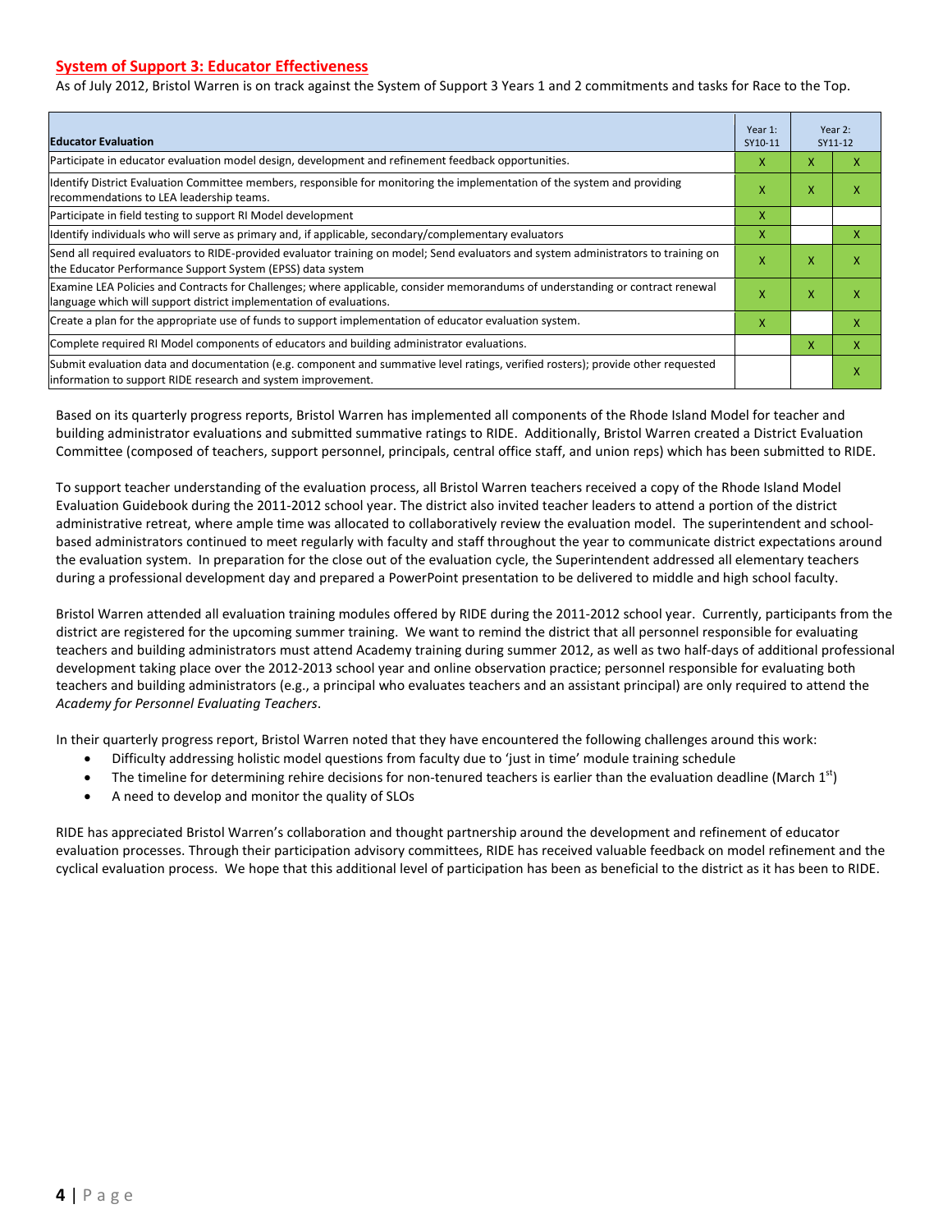## System of Support 3: Educator Effectiveness

As of July 2012, Bristol Warren is on track against the System of Support 3 Years 1 and 2 commitments and tasks for Race to the Top.

| Educator Evaluation | Year 1: SY10-11 | Year 2: SY11-12 | |
|---|---|---|---|
| Participate in educator evaluation model design, development and refinement feedback opportunities. | X | X | X |
| Identify District Evaluation Committee members, responsible for monitoring the implementation of the system and providing recommendations to LEA leadership teams. | X | X | X |
| Participate in field testing to support RI Model development | X | | |
| Identify individuals who will serve as primary and, if applicable, secondary/complementary evaluators | X | | X |
| Send all required evaluators to RIDE-provided evaluator training on model; Send evaluators and system administrators to training on the Educator Performance Support System (EPSS) data system | X | X | X |
| Examine LEA Policies and Contracts for Challenges; where applicable, consider memorandums of understanding or contract renewal language which will support district implementation of evaluations. | X | X | X |
| Create a plan for the appropriate use of funds to support implementation of educator evaluation system. | X | | X |
| Complete required RI Model components of educators and building administrator evaluations. | | X | X |
| Submit evaluation data and documentation (e.g. component and summative level ratings, verified rosters); provide other requested information to support RIDE research and system improvement. | | | X |

Based on its quarterly progress reports, Bristol Warren has implemented all components of the Rhode Island Model for teacher and building administrator evaluations and submitted summative ratings to RIDE. Additionally, Bristol Warren created a District Evaluation Committee (composed of teachers, support personnel, principals, central office staff, and union reps) which has been submitted to RIDE.

To support teacher understanding of the evaluation process, all Bristol Warren teachers received a copy of the Rhode Island Model Evaluation Guidebook during the 2011-2012 school year. The district also invited teacher leaders to attend a portion of the district administrative retreat, where ample time was allocated to collaboratively review the evaluation model. The superintendent and school-based administrators continued to meet regularly with faculty and staff throughout the year to communicate district expectations around the evaluation system. In preparation for the close out of the evaluation cycle, the Superintendent addressed all elementary teachers during a professional development day and prepared a PowerPoint presentation to be delivered to middle and high school faculty.

Bristol Warren attended all evaluation training modules offered by RIDE during the 2011-2012 school year. Currently, participants from the district are registered for the upcoming summer training. We want to remind the district that all personnel responsible for evaluating teachers and building administrators must attend Academy training during summer 2012, as well as two half-days of additional professional development taking place over the 2012-2013 school year and online observation practice; personnel responsible for evaluating both teachers and building administrators (e.g., a principal who evaluates teachers and an assistant principal) are only required to attend the *Academy for Personnel Evaluating Teachers*.

In their quarterly progress report, Bristol Warren noted that they have encountered the following challenges around this work:

- Difficulty addressing holistic model questions from faculty due to 'just in time' module training schedule
- The timeline for determining rehire decisions for non-tenured teachers is earlier than the evaluation deadline (March 1st)
- A need to develop and monitor the quality of SLOs

RIDE has appreciated Bristol Warren's collaboration and thought partnership around the development and refinement of educator evaluation processes. Through their participation advisory committees, RIDE has received valuable feedback on model refinement and the cyclical evaluation process. We hope that this additional level of participation has been as beneficial to the district as it has been to RIDE.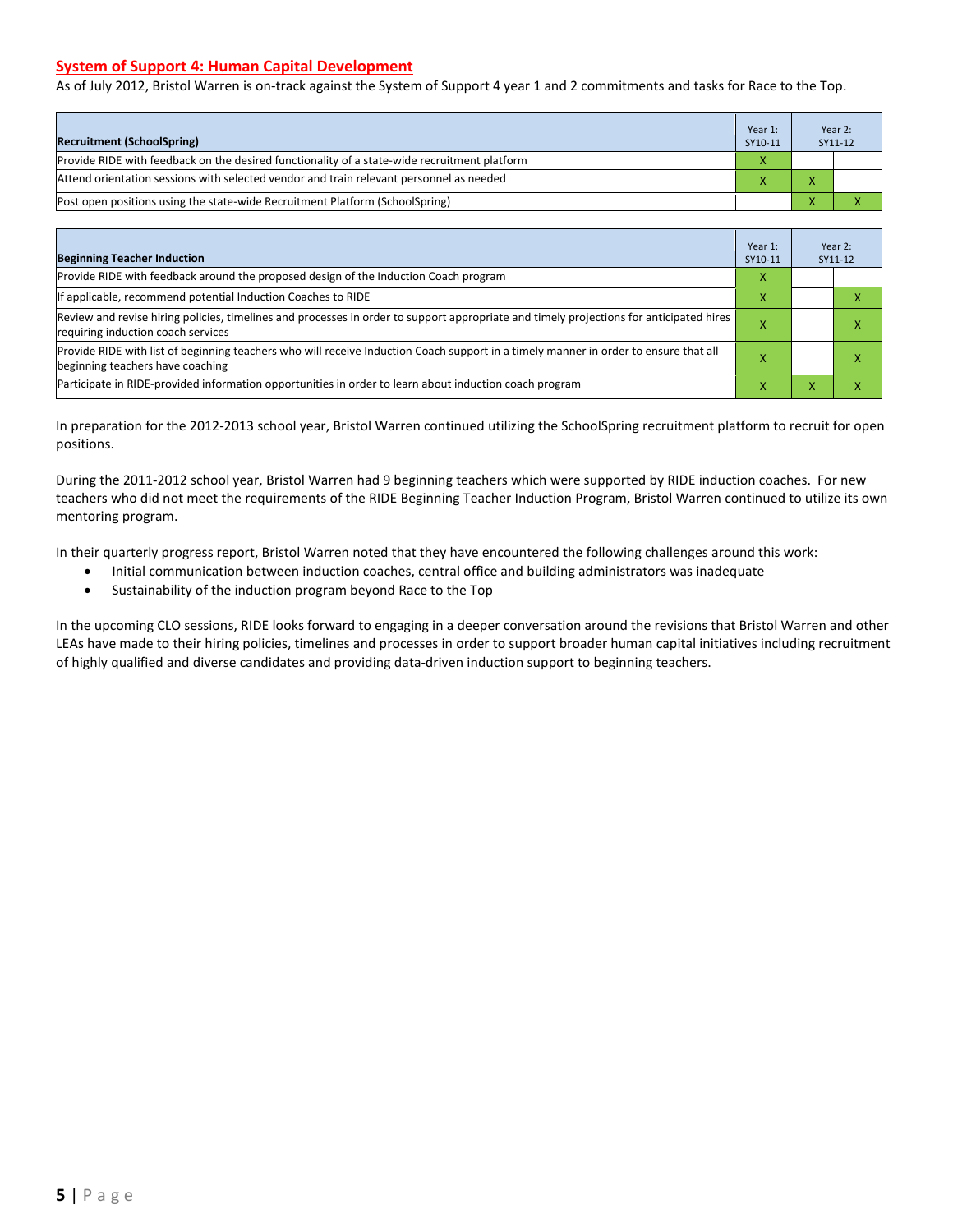## System of Support 4: Human Capital Development

As of July 2012, Bristol Warren is on-track against the System of Support 4 year 1 and 2 commitments and tasks for Race to the Top.

| Recruitment (SchoolSpring) | Year 1: SY10-11 | Year 2: SY11-12 | |
|---|---|---|---|
| Provide RIDE with feedback on the desired functionality of a state-wide recruitment platform | X | | |
| Attend orientation sessions with selected vendor and train relevant personnel as needed | X | X | |
| Post open positions using the state-wide Recruitment Platform (SchoolSpring) | | X | X |

| Beginning Teacher Induction | Year 1: SY10-11 | Year 2: SY11-12 | |
|---|---|---|---|
| Provide RIDE with feedback around the proposed design of the Induction Coach program | X | | |
| If applicable, recommend potential Induction Coaches to RIDE | X | | X |
| Review and revise hiring policies, timelines and processes in order to support appropriate and timely projections for anticipated hires requiring induction coach services | X | | X |
| Provide RIDE with list of beginning teachers who will receive Induction Coach support in a timely manner in order to ensure that all beginning teachers have coaching | X | | X |
| Participate in RIDE-provided information opportunities in order to learn about induction coach program | X | X | X |

In preparation for the 2012-2013 school year, Bristol Warren continued utilizing the SchoolSpring recruitment platform to recruit for open positions.

During the 2011-2012 school year, Bristol Warren had 9 beginning teachers which were supported by RIDE induction coaches. For new teachers who did not meet the requirements of the RIDE Beginning Teacher Induction Program, Bristol Warren continued to utilize its own mentoring program.

In their quarterly progress report, Bristol Warren noted that they have encountered the following challenges around this work:

- Initial communication between induction coaches, central office and building administrators was inadequate
- Sustainability of the induction program beyond Race to the Top

In the upcoming CLO sessions, RIDE looks forward to engaging in a deeper conversation around the revisions that Bristol Warren and other LEAs have made to their hiring policies, timelines and processes in order to support broader human capital initiatives including recruitment of highly qualified and diverse candidates and providing data-driven induction support to beginning teachers.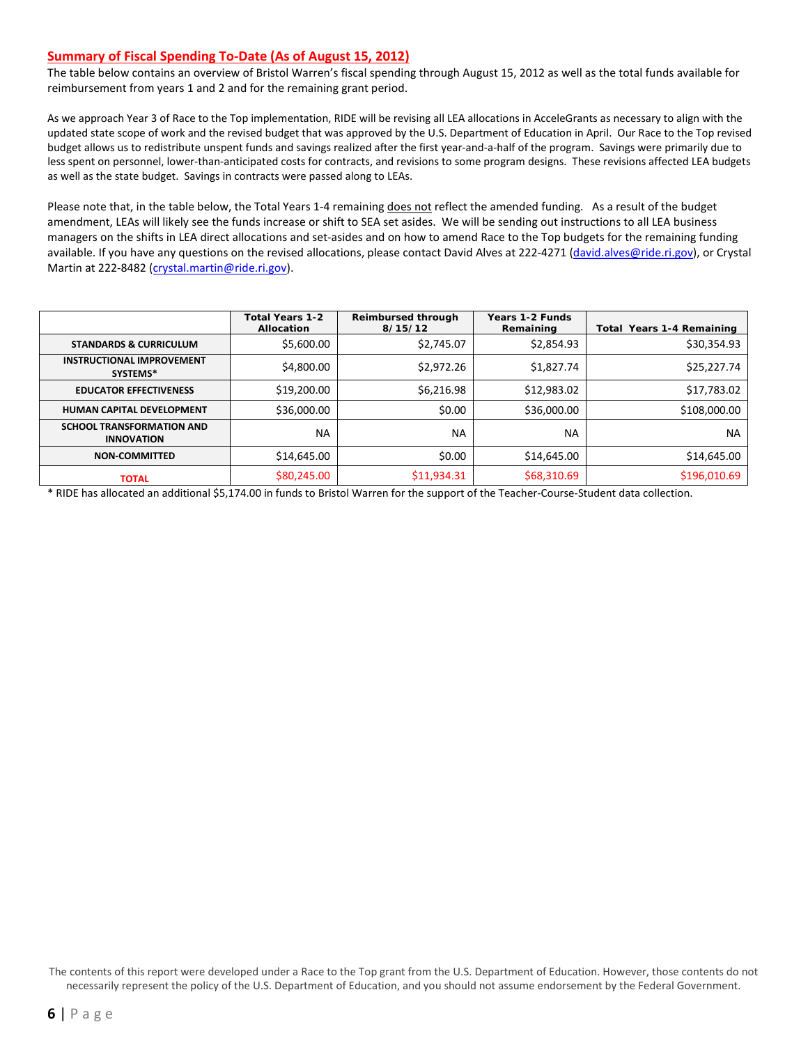## Summary of Fiscal Spending To-Date (As of August 15, 2012)

The table below contains an overview of Bristol Warren's fiscal spending through August 15, 2012 as well as the total funds available for reimbursement from years 1 and 2 and for the remaining grant period.

As we approach Year 3 of Race to the Top implementation, RIDE will be revising all LEA allocations in AcceleGrants as necessary to align with the updated state scope of work and the revised budget that was approved by the U.S. Department of Education in April. Our Race to the Top revised budget allows us to redistribute unspent funds and savings realized after the first year-and-a-half of the program. Savings were primarily due to less spent on personnel, lower-than-anticipated costs for contracts, and revisions to some program designs. These revisions affected LEA budgets as well as the state budget. Savings in contracts were passed along to LEAs.

Please note that, in the table below, the Total Years 1-4 remaining does not reflect the amended funding. As a result of the budget amendment, LEAs will likely see the funds increase or shift to SEA set asides. We will be sending out instructions to all LEA business managers on the shifts in LEA direct allocations and set-asides and on how to amend Race to the Top budgets for the remaining funding available. If you have any questions on the revised allocations, please contact David Alves at 222-4271 (david.alves@ride.ri.gov), or Crystal Martin at 222-8482 (crystal.martin@ride.ri.gov).

| | Total Years 1-2 Allocation | Reimbursed through 8/15/12 | Years 1-2 Funds Remaining | Total Years 1-4 Remaining |
|---|---|---|---|---|
| STANDARDS & CURRICULUM | $5,600.00 | $2,745.07 | $2,854.93 | $30,354.93 |
| INSTRUCTIONAL IMPROVEMENT SYSTEMS* | $4,800.00 | $2,972.26 | $1,827.74 | $25,227.74 |
| EDUCATOR EFFECTIVENESS | $19,200.00 | $6,216.98 | $12,983.02 | $17,783.02 |
| HUMAN CAPITAL DEVELOPMENT | $36,000.00 | $0.00 | $36,000.00 | $108,000.00 |
| SCHOOL TRANSFORMATION AND INNOVATION | NA | NA | NA | NA |
| NON-COMMITTED | $14,645.00 | $0.00 | $14,645.00 | $14,645.00 |
| TOTAL | $80,245.00 | $11,934.31 | $68,310.69 | $196,010.69 |

* RIDE has allocated an additional $5,174.00 in funds to Bristol Warren for the support of the Teacher-Course-Student data collection.

The contents of this report were developed under a Race to the Top grant from the U.S. Department of Education. However, those contents do not necessarily represent the policy of the U.S. Department of Education, and you should not assume endorsement by the Federal Government.